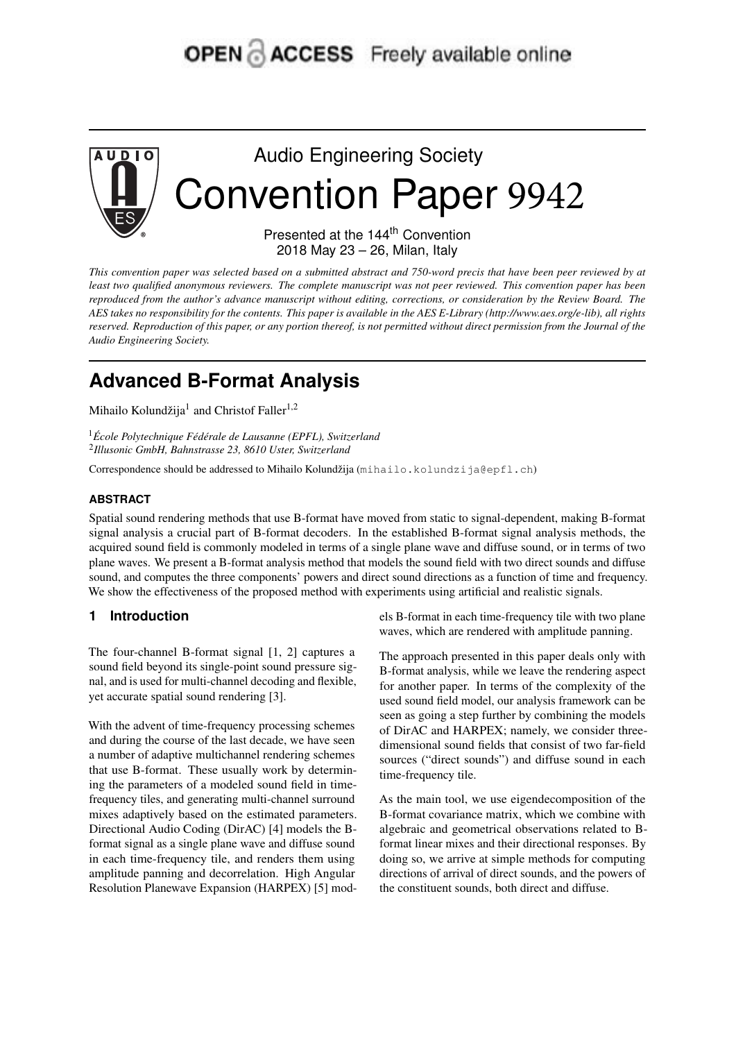OPEN ACCESS Freely available online

Audio Engineering Society

# Convention Paper 9942

Presented at the 144th Convention
2018 May 23 – 26, Milan, Italy

*This convention paper was selected based on a submitted abstract and 750-word precis that have been peer reviewed by at least two qualified anonymous reviewers. The complete manuscript was not peer reviewed. This convention paper has been reproduced from the author's advance manuscript without editing, corrections, or consideration by the Review Board. The AES takes no responsibility for the contents. This paper is available in the AES E-Library (http://www.aes.org/e-lib), all rights reserved. Reproduction of this paper, or any portion thereof, is not permitted without direct permission from the Journal of the Audio Engineering Society.*

# Advanced B-Format Analysis

Mihailo Kolundžija[1] and Christof Faller[1,2]

[1] *École Polytechnique Fédérale de Lausanne (EPFL), Switzerland*
[2] *Illusonic GmbH, Bahnstrasse 23, 8610 Uster, Switzerland*

Correspondence should be addressed to Mihailo Kolundžija (mihailo.kolundzija@epfl.ch)

#### ABSTRACT

Spatial sound rendering methods that use B-format have moved from static to signal-dependent, making B-format signal analysis a crucial part of B-format decoders. In the established B-format signal analysis methods, the acquired sound field is commonly modeled in terms of a single plane wave and diffuse sound, or in terms of two plane waves. We present a B-format analysis method that models the sound field with two direct sounds and diffuse sound, and computes the three components' powers and direct sound directions as a function of time and frequency. We show the effectiveness of the proposed method with experiments using artificial and realistic signals.

## 1 Introduction

The four-channel B-format signal [1, 2] captures a sound field beyond its single-point sound pressure signal, and is used for multi-channel decoding and flexible, yet accurate spatial sound rendering [3].

With the advent of time-frequency processing schemes and during the course of the last decade, we have seen a number of adaptive multichannel rendering schemes that use B-format. These usually work by determining the parameters of a modeled sound field in time-frequency tiles, and generating multi-channel surround mixes adaptively based on the estimated parameters. Directional Audio Coding (DirAC) [4] models the B-format signal as a single plane wave and diffuse sound in each time-frequency tile, and renders them using amplitude panning and decorrelation. High Angular Resolution Planewave Expansion (HARPEX) [5] models B-format in each time-frequency tile with two plane waves, which are rendered with amplitude panning.

The approach presented in this paper deals only with B-format analysis, while we leave the rendering aspect for another paper. In terms of the complexity of the used sound field model, our analysis framework can be seen as going a step further by combining the models of DirAC and HARPEX; namely, we consider three-dimensional sound fields that consist of two far-field sources ("direct sounds") and diffuse sound in each time-frequency tile.

As the main tool, we use eigendecomposition of the B-format covariance matrix, which we combine with algebraic and geometrical observations related to B-format linear mixes and their directional responses. By doing so, we arrive at simple methods for computing directions of arrival of direct sounds, and the powers of the constituent sounds, both direct and diffuse.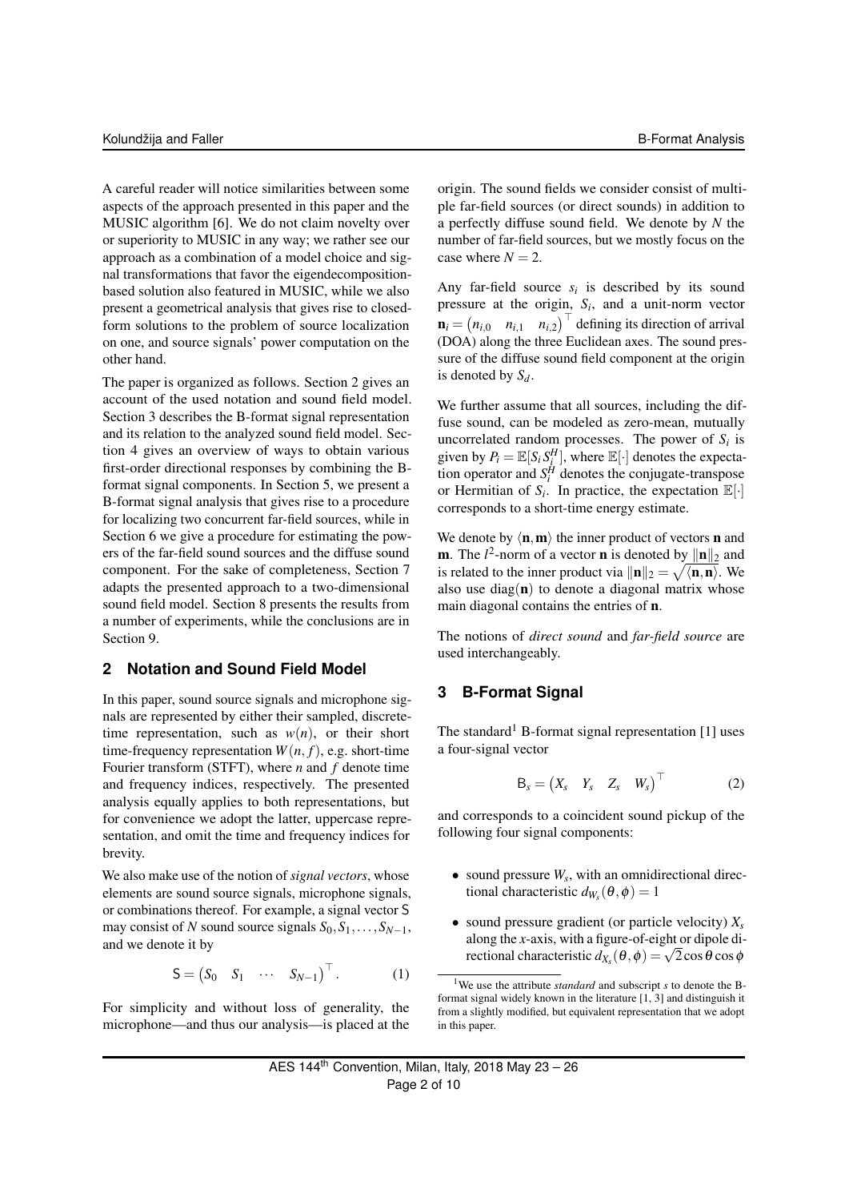A careful reader will notice similarities between some aspects of the approach presented in this paper and the MUSIC algorithm [6]. We do not claim novelty over or superiority to MUSIC in any way; we rather see our approach as a combination of a model choice and signal transformations that favor the eigendecomposition-based solution also featured in MUSIC, while we also present a geometrical analysis that gives rise to closed-form solutions to the problem of source localization on one, and source signals' power computation on the other hand.

The paper is organized as follows. Section 2 gives an account of the used notation and sound field model. Section 3 describes the B-format signal representation and its relation to the analyzed sound field model. Section 4 gives an overview of ways to obtain various first-order directional responses by combining the B-format signal components. In Section 5, we present a B-format signal analysis that gives rise to a procedure for localizing two concurrent far-field sources, while in Section 6 we give a procedure for estimating the powers of the far-field sound sources and the diffuse sound component. For the sake of completeness, Section 7 adapts the presented approach to a two-dimensional sound field model. Section 8 presents the results from a number of experiments, while the conclusions are in Section 9.

## 2 Notation and Sound Field Model

In this paper, sound source signals and microphone signals are represented by either their sampled, discrete-time representation, such as $w(n)$, or their short time-frequency representation $W(n, f)$, e.g. short-time Fourier transform (STFT), where $n$ and $f$ denote time and frequency indices, respectively. The presented analysis equally applies to both representations, but for convenience we adopt the latter, uppercase representation, and omit the time and frequency indices for brevity.

We also make use of the notion of *signal vectors*, whose elements are sound source signals, microphone signals, or combinations thereof. For example, a signal vector $\mathsf{S}$ may consist of $N$ sound source signals $S_0, S_1, \ldots, S_{N-1}$, and we denote it by

$$\mathsf{S} = \begin{pmatrix} S_0 & S_1 & \cdots & S_{N-1} \end{pmatrix}^\top. \tag{1}$$

For simplicity and without loss of generality, the microphone—and thus our analysis—is placed at the origin. The sound fields we consider consist of multiple far-field sources (or direct sounds) in addition to a perfectly diffuse sound field. We denote by $N$ the number of far-field sources, but we mostly focus on the case where $N = 2$.

Any far-field source $s_i$ is described by its sound pressure at the origin, $S_i$, and a unit-norm vector $\mathbf{n}_i = \begin{pmatrix} n_{i,0} & n_{i,1} & n_{i,2} \end{pmatrix}^\top$ defining its direction of arrival (DOA) along the three Euclidean axes. The sound pressure of the diffuse sound field component at the origin is denoted by $S_d$.

We further assume that all sources, including the diffuse sound, can be modeled as zero-mean, mutually uncorrelated random processes. The power of $S_i$ is given by $P_i = \mathbb{E}[S_i S_i^H]$, where $\mathbb{E}[\cdot]$ denotes the expectation operator and $S_i^H$ denotes the conjugate-transpose or Hermitian of $S_i$. In practice, the expectation $\mathbb{E}[\cdot]$ corresponds to a short-time energy estimate.

We denote by $\langle \mathbf{n}, \mathbf{m} \rangle$ the inner product of vectors $\mathbf{n}$ and $\mathbf{m}$. The $l^2$-norm of a vector $\mathbf{n}$ is denoted by $\|\mathbf{n}\|_2$ and is related to the inner product via $\|\mathbf{n}\|_2 = \sqrt{\langle \mathbf{n}, \mathbf{n} \rangle}$. We also use $\mathrm{diag}(\mathbf{n})$ to denote a diagonal matrix whose main diagonal contains the entries of $\mathbf{n}$.

The notions of *direct sound* and *far-field source* are used interchangeably.

## 3 B-Format Signal

The standard[1] B-format signal representation [1] uses a four-signal vector

$$\mathsf{B}_s = \begin{pmatrix} X_s & Y_s & Z_s & W_s \end{pmatrix}^\top \tag{2}$$

and corresponds to a coincident sound pickup of the following four signal components:

- sound pressure $W_s$, with an omnidirectional directional characteristic $d_{W_s}(\theta, \phi) = 1$
- sound pressure gradient (or particle velocity) $X_s$ along the $x$-axis, with a figure-of-eight or dipole directional characteristic $d_{X_s}(\theta, \phi) = \sqrt{2} \cos\theta \cos\phi$

[1] We use the attribute *standard* and subscript $s$ to denote the B-format signal widely known in the literature [1, 3] and distinguish it from a slightly modified, but equivalent representation that we adopt in this paper.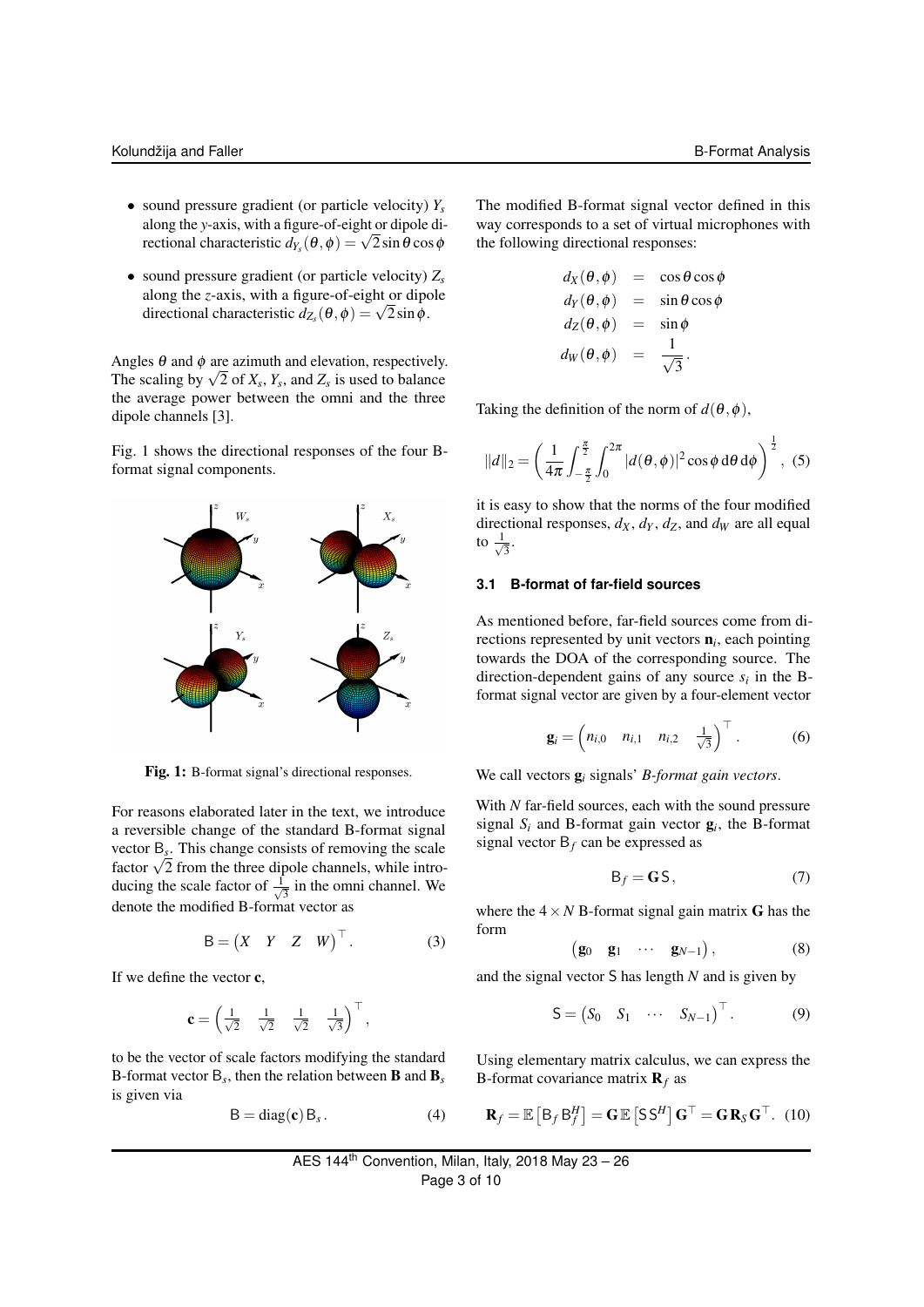- sound pressure gradient (or particle velocity) $Y_s$ along the $y$-axis, with a figure-of-eight or dipole directional characteristic $d_{Y_s}(\theta,\phi) = \sqrt{2}\sin\theta\cos\phi$
- sound pressure gradient (or particle velocity) $Z_s$ along the $z$-axis, with a figure-of-eight or dipole directional characteristic $d_{Z_s}(\theta,\phi) = \sqrt{2}\sin\phi$.

Angles $\theta$ and $\phi$ are azimuth and elevation, respectively. The scaling by $\sqrt{2}$ of $X_s$, $Y_s$, and $Z_s$ is used to balance the average power between the omni and the three dipole channels [3].

Fig. 1 shows the directional responses of the four B-format signal components.

**Fig. 1:** B-format signal's directional responses.

For reasons elaborated later in the text, we introduce a reversible change of the standard B-format signal vector $\mathsf{B}_s$. This change consists of removing the scale factor $\sqrt{2}$ from the three dipole channels, while introducing the scale factor of $\frac{1}{\sqrt{3}}$ in the omni channel. We denote the modified B-format vector as

$$\mathsf{B} = \begin{pmatrix} X & Y & Z & W \end{pmatrix}^\top. \tag{3}$$

If we define the vector $\mathbf{c}$,

$$\mathbf{c} = \begin{pmatrix} \frac{1}{\sqrt{2}} & \frac{1}{\sqrt{2}} & \frac{1}{\sqrt{2}} & \frac{1}{\sqrt{3}} \end{pmatrix}^\top,$$

to be the vector of scale factors modifying the standard B-format vector $\mathsf{B}_s$, then the relation between $\mathbf{B}$ and $\mathbf{B}_s$ is given via

$$\mathsf{B} = \mathrm{diag}(\mathbf{c})\,\mathsf{B}_s. \tag{4}$$

The modified B-format signal vector defined in this way corresponds to a set of virtual microphones with the following directional responses:

$$\begin{aligned} d_X(\theta,\phi) &= \cos\theta\cos\phi \\ d_Y(\theta,\phi) &= \sin\theta\cos\phi \\ d_Z(\theta,\phi) &= \sin\phi \\ d_W(\theta,\phi) &= \frac{1}{\sqrt{3}}. \end{aligned}$$

Taking the definition of the norm of $d(\theta,\phi)$,

$$\|d\|_2 = \left( \frac{1}{4\pi} \int_{-\frac{\pi}{2}}^{\frac{\pi}{2}} \int_0^{2\pi} |d(\theta,\phi)|^2 \cos\phi \, \mathrm{d}\theta \, \mathrm{d}\phi \right)^{\frac{1}{2}}, \tag{5}$$

it is easy to show that the norms of the four modified directional responses, $d_X$, $d_Y$, $d_Z$, and $d_W$ are all equal to $\frac{1}{\sqrt{3}}$.

### 3.1 B-format of far-field sources

As mentioned before, far-field sources come from directions represented by unit vectors $\mathbf{n}_i$, each pointing towards the DOA of the corresponding source. The direction-dependent gains of any source $s_i$ in the B-format signal vector are given by a four-element vector

$$\mathbf{g}_i = \begin{pmatrix} n_{i,0} & n_{i,1} & n_{i,2} & \frac{1}{\sqrt{3}} \end{pmatrix}^\top. \tag{6}$$

We call vectors $\mathbf{g}_i$ signals' *B-format gain vectors*.

With $N$ far-field sources, each with the sound pressure signal $S_i$ and B-format gain vector $\mathbf{g}_i$, the B-format signal vector $\mathsf{B}_f$ can be expressed as

$$\mathsf{B}_f = \mathbf{G}\,\mathsf{S}, \tag{7}$$

where the $4 \times N$ B-format signal gain matrix $\mathbf{G}$ has the form

$$\begin{pmatrix} \mathbf{g}_0 & \mathbf{g}_1 & \cdots & \mathbf{g}_{N-1} \end{pmatrix}, \tag{8}$$

and the signal vector $\mathsf{S}$ has length $N$ and is given by

$$\mathsf{S} = \begin{pmatrix} S_0 & S_1 & \cdots & S_{N-1} \end{pmatrix}^\top. \tag{9}$$

Using elementary matrix calculus, we can express the B-format covariance matrix $\mathbf{R}_f$ as

$$\mathbf{R}_f = \mathbb{E}\left[\mathsf{B}_f\,\mathsf{B}_f^H\right] = \mathbf{G}\,\mathbb{E}\left[\mathsf{S}\,\mathsf{S}^H\right]\mathbf{G}^\top = \mathbf{G}\,\mathbf{R}_S\,\mathbf{G}^\top. \tag{10}$$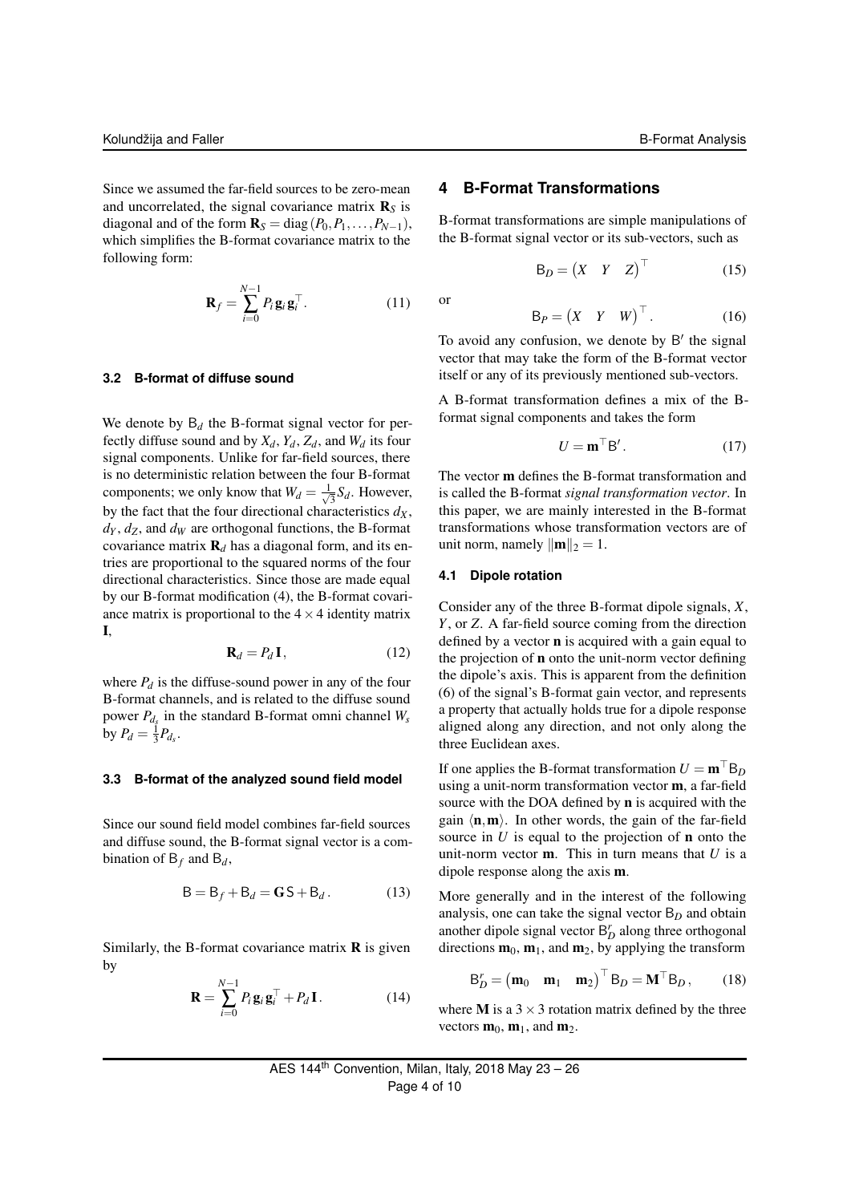Since we assumed the far-field sources to be zero-mean and uncorrelated, the signal covariance matrix $\mathbf{R}_S$ is diagonal and of the form $\mathbf{R}_S = \operatorname{diag}(P_0, P_1, \ldots, P_{N-1})$, which simplifies the B-format covariance matrix to the following form:

$$\mathbf{R}_f = \sum_{i=0}^{N-1} P_i \, \mathbf{g}_i \, \mathbf{g}_i^\top . \tag{11}$$

### 3.2 B-format of diffuse sound

We denote by $\mathsf{B}_d$ the B-format signal vector for perfectly diffuse sound and by $X_d$, $Y_d$, $Z_d$, and $W_d$ its four signal components. Unlike for far-field sources, there is no deterministic relation between the four B-format components; we only know that $W_d = \frac{1}{\sqrt{3}} S_d$. However, by the fact that the four directional characteristics $d_X$, $d_Y$, $d_Z$, and $d_W$ are orthogonal functions, the B-format covariance matrix $\mathbf{R}_d$ has a diagonal form, and its entries are proportional to the squared norms of the four directional characteristics. Since those are made equal by our B-format modification (4), the B-format covariance matrix is proportional to the $4 \times 4$ identity matrix $\mathbf{I}$,

$$\mathbf{R}_d = P_d \, \mathbf{I} , \tag{12}$$

where $P_d$ is the diffuse-sound power in any of the four B-format channels, and is related to the diffuse sound power $P_{d_s}$ in the standard B-format omni channel $W_s$ by $P_d = \frac{1}{3} P_{d_s}$.

### 3.3 B-format of the analyzed sound field model

Since our sound field model combines far-field sources and diffuse sound, the B-format signal vector is a combination of $\mathsf{B}_f$ and $\mathsf{B}_d$,

$$\mathsf{B} = \mathsf{B}_f + \mathsf{B}_d = \mathbf{G}\,\mathsf{S} + \mathsf{B}_d . \tag{13}$$

Similarly, the B-format covariance matrix $\mathbf{R}$ is given by

$$\mathbf{R} = \sum_{i=0}^{N-1} P_i \, \mathbf{g}_i \, \mathbf{g}_i^\top + P_d \, \mathbf{I} . \tag{14}$$

## 4 B-Format Transformations

B-format transformations are simple manipulations of the B-format signal vector or its sub-vectors, such as

$$\mathsf{B}_D = \begin{pmatrix} X & Y & Z \end{pmatrix}^\top \tag{15}$$

or

$$\mathsf{B}_P = \begin{pmatrix} X & Y & W \end{pmatrix}^\top . \tag{16}$$

To avoid any confusion, we denote by $\mathsf{B}'$ the signal vector that may take the form of the B-format vector itself or any of its previously mentioned sub-vectors.

A B-format transformation defines a mix of the B-format signal components and takes the form

$$U = \mathbf{m}^\top \mathsf{B}' . \tag{17}$$

The vector $\mathbf{m}$ defines the B-format transformation and is called the B-format *signal transformation vector*. In this paper, we are mainly interested in the B-format transformations whose transformation vectors are of unit norm, namely $\|\mathbf{m}\|_2 = 1$.

### 4.1 Dipole rotation

Consider any of the three B-format dipole signals, $X$, $Y$, or $Z$. A far-field source coming from the direction defined by a vector $\mathbf{n}$ is acquired with a gain equal to the projection of $\mathbf{n}$ onto the unit-norm vector defining the dipole's axis. This is apparent from the definition (6) of the signal's B-format gain vector, and represents a property that actually holds true for a dipole response aligned along any direction, and not only along the three Euclidean axes.

If one applies the B-format transformation $U = \mathbf{m}^\top \mathsf{B}_D$ using a unit-norm transformation vector $\mathbf{m}$, a far-field source with the DOA defined by $\mathbf{n}$ is acquired with the gain $\langle \mathbf{n}, \mathbf{m} \rangle$. In other words, the gain of the far-field source in $U$ is equal to the projection of $\mathbf{n}$ onto the unit-norm vector $\mathbf{m}$. This in turn means that $U$ is a dipole response along the axis $\mathbf{m}$.

More generally and in the interest of the following analysis, one can take the signal vector $\mathsf{B}_D$ and obtain another dipole signal vector $\mathsf{B}_D^r$ along three orthogonal directions $\mathbf{m}_0$, $\mathbf{m}_1$, and $\mathbf{m}_2$, by applying the transform

$$\mathsf{B}_D^r = \begin{pmatrix} \mathbf{m}_0 & \mathbf{m}_1 & \mathbf{m}_2 \end{pmatrix}^\top \mathsf{B}_D = \mathbf{M}^\top \mathsf{B}_D , \tag{18}$$

where $\mathbf{M}$ is a $3 \times 3$ rotation matrix defined by the three vectors $\mathbf{m}_0$, $\mathbf{m}_1$, and $\mathbf{m}_2$.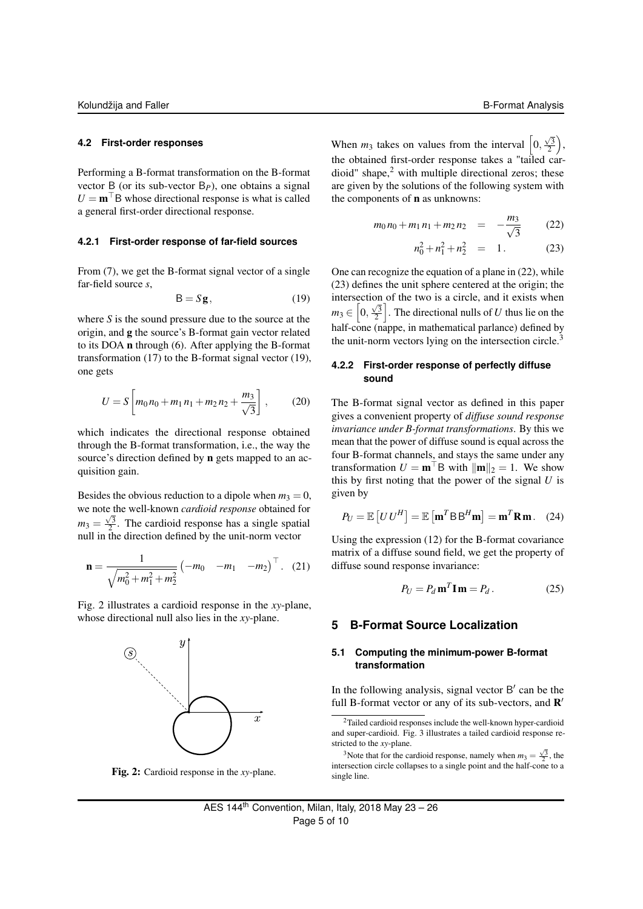### 4.2 First-order responses

Performing a B-format transformation on the B-format vector $\mathsf{B}$ (or its sub-vector $\mathsf{B}_P$), one obtains a signal $U = \mathbf{m}^\top \mathsf{B}$ whose directional response is what is called a general first-order directional response.

#### 4.2.1 First-order response of far-field sources

From (7), we get the B-format signal vector of a single far-field source $s$,

$$\mathsf{B} = S\,\mathbf{g}, \tag{19}$$

where $S$ is the sound pressure due to the source at the origin, and $\mathbf{g}$ the source's B-format gain vector related to its DOA $\mathbf{n}$ through (6). After applying the B-format transformation (17) to the B-format signal vector (19), one gets

$$U = S\left[m_0\,n_0 + m_1\,n_1 + m_2\,n_2 + \frac{m_3}{\sqrt{3}}\right], \tag{20}$$

which indicates the directional response obtained through the B-format transformation, i.e., the way the source's direction defined by $\mathbf{n}$ gets mapped to an acquisition gain.

Besides the obvious reduction to a dipole when $m_3 = 0$, we note the well-known *cardioid response* obtained for $m_3 = \frac{\sqrt{3}}{2}$. The cardioid response has a single spatial null in the direction defined by the unit-norm vector

$$\mathbf{n} = \frac{1}{\sqrt{m_0^2 + m_1^2 + m_2^2}}\begin{pmatrix}-m_0 & -m_1 & -m_2\end{pmatrix}^\top. \tag{21}$$

Fig. 2 illustrates a cardioid response in the $xy$-plane, whose directional null also lies in the $xy$-plane.

**Fig. 2:** Cardioid response in the $xy$-plane.

When $m_3$ takes on values from the interval $\left[0, \frac{\sqrt{3}}{2}\right)$, the obtained first-order response takes a "tailed cardioid" shape,[2] with multiple directional zeros; these are given by the solutions of the following system with the components of $\mathbf{n}$ as unknowns:

$$m_0\,n_0 + m_1\,n_1 + m_2\,n_2 = -\frac{m_3}{\sqrt{3}} \tag{22}$$

$$n_0^2 + n_1^2 + n_2^2 = 1\,. \tag{23}$$

One can recognize the equation of a plane in (22), while (23) defines the unit sphere centered at the origin; the intersection of the two is a circle, and it exists when $m_3 \in \left[0, \frac{\sqrt{3}}{2}\right]$. The directional nulls of $U$ thus lie on the half-cone (nappe, in mathematical parlance) defined by the unit-norm vectors lying on the intersection circle.[3]

#### 4.2.2 First-order response of perfectly diffuse sound

The B-format signal vector as defined in this paper gives a convenient property of *diffuse sound response invariance under B-format transformations*. By this we mean that the power of diffuse sound is equal across the four B-format channels, and stays the same under any transformation $U = \mathbf{m}^\top \mathsf{B}$ with $\|\mathbf{m}\|_2 = 1$. We show this by first noting that the power of the signal $U$ is given by

$$P_U = \mathbb{E}\left[U\,U^H\right] = \mathbb{E}\left[\mathbf{m}^T \mathsf{B}\,\mathsf{B}^H \mathbf{m}\right] = \mathbf{m}^T \mathbf{R}\,\mathbf{m}\,. \tag{24}$$

Using the expression (12) for the B-format covariance matrix of a diffuse sound field, we get the property of diffuse sound response invariance:

$$P_U = P_d\,\mathbf{m}^T \mathbf{I}\,\mathbf{m} = P_d\,. \tag{25}$$

## 5 B-Format Source Localization

### 5.1 Computing the minimum-power B-format transformation

In the following analysis, signal vector $\mathsf{B}'$ can be the full B-format vector or any of its sub-vectors, and $\mathbf{R}'$

---

[2] Tailed cardioid responses include the well-known hyper-cardioid and super-cardioid. Fig. 3 illustrates a tailed cardioid response restricted to the $xy$-plane.

[3] Note that for the cardioid response, namely when $m_3 = \frac{\sqrt{3}}{2}$, the intersection circle collapses to a single point and the half-cone to a single line.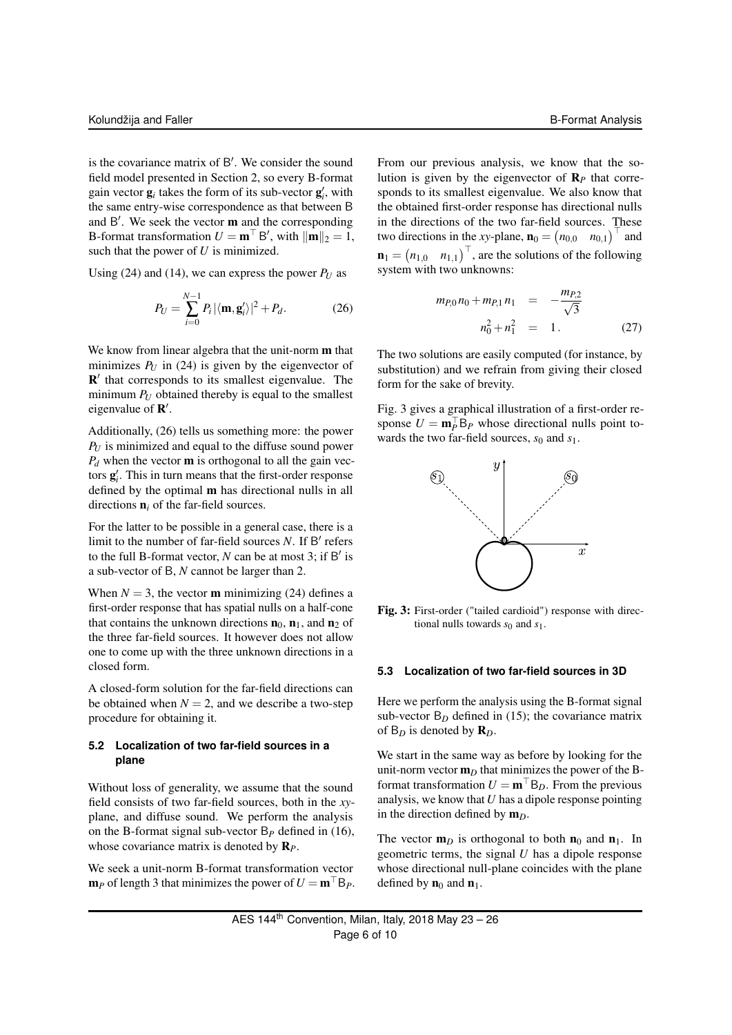is the covariance matrix of $\mathsf{B}'$. We consider the sound field model presented in Section 2, so every B-format gain vector $\mathbf{g}_i$ takes the form of its sub-vector $\mathbf{g}_i'$, with the same entry-wise correspondence as that between B and $\mathsf{B}'$. We seek the vector $\mathbf{m}$ and the corresponding B-format transformation $U = \mathbf{m}^\top \mathsf{B}'$, with $\|\mathbf{m}\|_2 = 1$, such that the power of $U$ is minimized.

Using (24) and (14), we can express the power $P_U$ as

$$P_U = \sum_{i=0}^{N-1} P_i |\langle \mathbf{m}, \mathbf{g}_i' \rangle|^2 + P_d. \tag{26}$$

We know from linear algebra that the unit-norm $\mathbf{m}$ that minimizes $P_U$ in (24) is given by the eigenvector of $\mathbf{R}'$ that corresponds to its smallest eigenvalue. The minimum $P_U$ obtained thereby is equal to the smallest eigenvalue of $\mathbf{R}'$.

Additionally, (26) tells us something more: the power $P_U$ is minimized and equal to the diffuse sound power $P_d$ when the vector $\mathbf{m}$ is orthogonal to all the gain vectors $\mathbf{g}_i'$. This in turn means that the first-order response defined by the optimal $\mathbf{m}$ has directional nulls in all directions $\mathbf{n}_i$ of the far-field sources.

For the latter to be possible in a general case, there is a limit to the number of far-field sources $N$. If $\mathsf{B}'$ refers to the full B-format vector, $N$ can be at most 3; if $\mathsf{B}'$ is a sub-vector of B, $N$ cannot be larger than 2.

When $N = 3$, the vector $\mathbf{m}$ minimizing (24) defines a first-order response that has spatial nulls on a half-cone that contains the unknown directions $\mathbf{n}_0$, $\mathbf{n}_1$, and $\mathbf{n}_2$ of the three far-field sources. It however does not allow one to come up with the three unknown directions in a closed form.

A closed-form solution for the far-field directions can be obtained when $N = 2$, and we describe a two-step procedure for obtaining it.

### 5.2 Localization of two far-field sources in a plane

Without loss of generality, we assume that the sound field consists of two far-field sources, both in the $xy$-plane, and diffuse sound. We perform the analysis on the B-format signal sub-vector $\mathsf{B}_P$ defined in (16), whose covariance matrix is denoted by $\mathbf{R}_P$.

We seek a unit-norm B-format transformation vector $\mathbf{m}_P$ of length 3 that minimizes the power of $U = \mathbf{m}^\top \mathsf{B}_P$.

From our previous analysis, we know that the solution is given by the eigenvector of $\mathbf{R}_P$ that corresponds to its smallest eigenvalue. We also know that the obtained first-order response has directional nulls in the directions of the two far-field sources. These two directions in the $xy$-plane, $\mathbf{n}_0 = \begin{pmatrix} n_{0,0} & n_{0,1} \end{pmatrix}^\top$ and $\mathbf{n}_1 = \begin{pmatrix} n_{1,0} & n_{1,1} \end{pmatrix}^\top$, are the solutions of the following system with two unknowns:

$$\begin{aligned} m_{P,0}\, n_0 + m_{P,1}\, n_1 &= -\frac{m_{P,2}}{\sqrt{3}} \\ n_0^2 + n_1^2 &= 1\,. \end{aligned} \tag{27}$$

The two solutions are easily computed (for instance, by substitution) and we refrain from giving their closed form for the sake of brevity.

Fig. 3 gives a graphical illustration of a first-order response $U = \mathbf{m}_P^\top \mathsf{B}_P$ whose directional nulls point towards the two far-field sources, $s_0$ and $s_1$.

**Fig. 3:** First-order ("tailed cardioid") response with directional nulls towards $s_0$ and $s_1$.

### 5.3 Localization of two far-field sources in 3D

Here we perform the analysis using the B-format signal sub-vector $\mathsf{B}_D$ defined in (15); the covariance matrix of $\mathsf{B}_D$ is denoted by $\mathbf{R}_D$.

We start in the same way as before by looking for the unit-norm vector $\mathbf{m}_D$ that minimizes the power of the B-format transformation $U = \mathbf{m}^\top \mathsf{B}_D$. From the previous analysis, we know that $U$ has a dipole response pointing in the direction defined by $\mathbf{m}_D$.

The vector $\mathbf{m}_D$ is orthogonal to both $\mathbf{n}_0$ and $\mathbf{n}_1$. In geometric terms, the signal $U$ has a dipole response whose directional null-plane coincides with the plane defined by $\mathbf{n}_0$ and $\mathbf{n}_1$.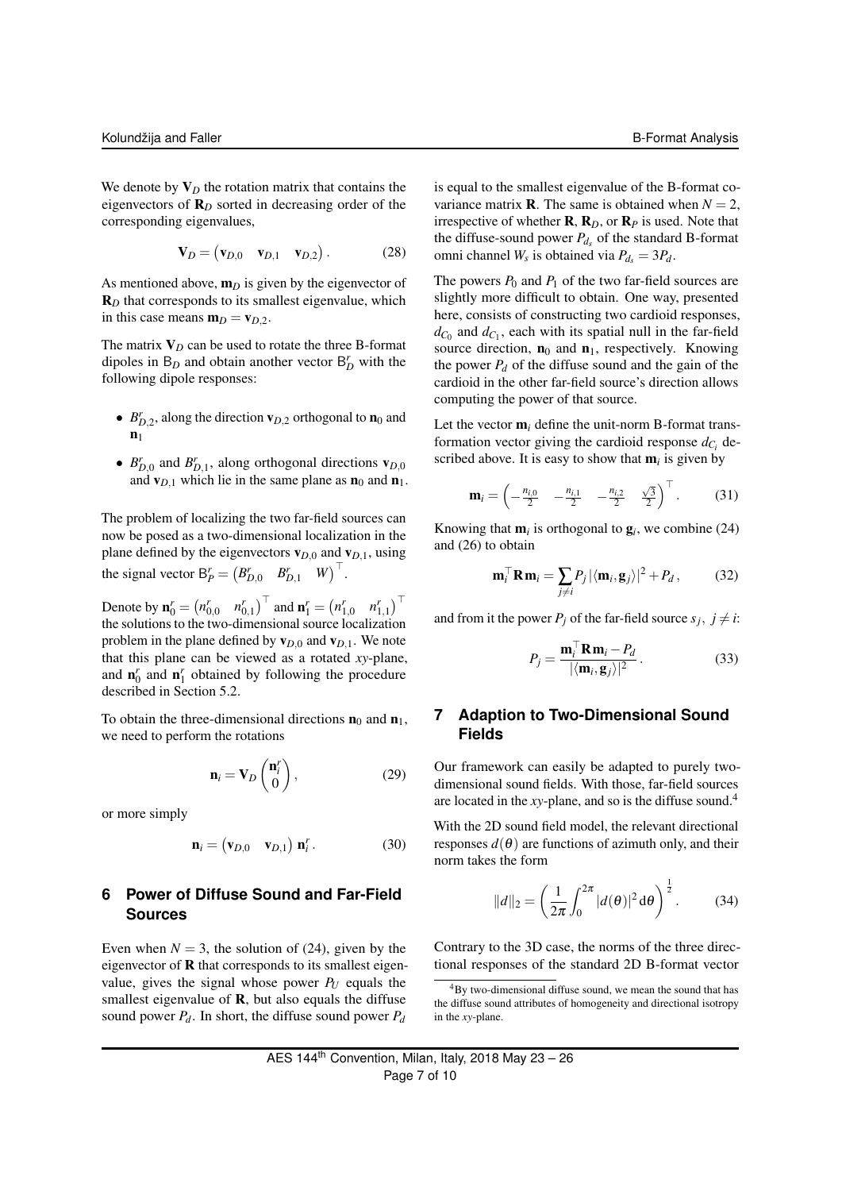We denote by $\mathbf{V}_D$ the rotation matrix that contains the eigenvectors of $\mathbf{R}_D$ sorted in decreasing order of the corresponding eigenvalues,

$$\mathbf{V}_D = \begin{pmatrix} \mathbf{v}_{D,0} & \mathbf{v}_{D,1} & \mathbf{v}_{D,2} \end{pmatrix}. \tag{28}$$

As mentioned above, $\mathbf{m}_D$ is given by the eigenvector of $\mathbf{R}_D$ that corresponds to its smallest eigenvalue, which in this case means $\mathbf{m}_D = \mathbf{v}_{D,2}$.

The matrix $\mathbf{V}_D$ can be used to rotate the three B-format dipoles in $\mathsf{B}_D$ and obtain another vector $\mathsf{B}_D^r$ with the following dipole responses:

- $B_{D,2}^r$, along the direction $\mathbf{v}_{D,2}$ orthogonal to $\mathbf{n}_0$ and $\mathbf{n}_1$
- $B_{D,0}^r$ and $B_{D,1}^r$, along orthogonal directions $\mathbf{v}_{D,0}$ and $\mathbf{v}_{D,1}$ which lie in the same plane as $\mathbf{n}_0$ and $\mathbf{n}_1$.

The problem of localizing the two far-field sources can now be posed as a two-dimensional localization in the plane defined by the eigenvectors $\mathbf{v}_{D,0}$ and $\mathbf{v}_{D,1}$, using the signal vector $\mathsf{B}_P^r = \begin{pmatrix} B_{D,0}^r & B_{D,1}^r & W \end{pmatrix}^\top$.

Denote by $\mathbf{n}_0^r = \begin{pmatrix} n_{0,0}^r & n_{0,1}^r \end{pmatrix}^\top$ and $\mathbf{n}_1^r = \begin{pmatrix} n_{1,0}^r & n_{1,1}^r \end{pmatrix}^\top$ the solutions to the two-dimensional source localization problem in the plane defined by $\mathbf{v}_{D,0}$ and $\mathbf{v}_{D,1}$. We note that this plane can be viewed as a rotated *xy*-plane, and $\mathbf{n}_0^r$ and $\mathbf{n}_1^r$ obtained by following the procedure described in Section 5.2.

To obtain the three-dimensional directions $\mathbf{n}_0$ and $\mathbf{n}_1$, we need to perform the rotations

$$\mathbf{n}_i = \mathbf{V}_D \begin{pmatrix} \mathbf{n}_i^r \\ 0 \end{pmatrix}, \tag{29}$$

or more simply

$$\mathbf{n}_i = \begin{pmatrix} \mathbf{v}_{D,0} & \mathbf{v}_{D,1} \end{pmatrix} \mathbf{n}_i^r. \tag{30}$$

## 6 Power of Diffuse Sound and Far-Field Sources

Even when $N = 3$, the solution of (24), given by the eigenvector of $\mathbf{R}$ that corresponds to its smallest eigenvalue, gives the signal whose power $P_U$ equals the smallest eigenvalue of $\mathbf{R}$, but also equals the diffuse sound power $P_d$. In short, the diffuse sound power $P_d$ is equal to the smallest eigenvalue of the B-format covariance matrix $\mathbf{R}$. The same is obtained when $N = 2$, irrespective of whether $\mathbf{R}$, $\mathbf{R}_D$, or $\mathbf{R}_P$ is used. Note that the diffuse-sound power $P_{d_s}$ of the standard B-format omni channel $W_s$ is obtained via $P_{d_s} = 3P_d$.

The powers $P_0$ and $P_1$ of the two far-field sources are slightly more difficult to obtain. One way, presented here, consists of constructing two cardioid responses, $d_{C_0}$ and $d_{C_1}$, each with its spatial null in the far-field source direction, $\mathbf{n}_0$ and $\mathbf{n}_1$, respectively. Knowing the power $P_d$ of the diffuse sound and the gain of the cardioid in the other far-field source's direction allows computing the power of that source.

Let the vector $\mathbf{m}_i$ define the unit-norm B-format transformation vector giving the cardioid response $d_{C_i}$ described above. It is easy to show that $\mathbf{m}_i$ is given by

$$\mathbf{m}_i = \begin{pmatrix} -\frac{n_{i,0}}{2} & -\frac{n_{i,1}}{2} & -\frac{n_{i,2}}{2} & \frac{\sqrt{3}}{2} \end{pmatrix}^\top. \tag{31}$$

Knowing that $\mathbf{m}_i$ is orthogonal to $\mathbf{g}_i$, we combine (24) and (26) to obtain

$$\mathbf{m}_i^\top \mathbf{R}\, \mathbf{m}_i = \sum_{j \neq i} P_j \, |\langle \mathbf{m}_i, \mathbf{g}_j \rangle|^2 + P_d, \tag{32}$$

and from it the power $P_j$ of the far-field source $s_j,\ j \neq i$:

$$P_j = \frac{\mathbf{m}_i^\top \mathbf{R}\, \mathbf{m}_i - P_d}{|\langle \mathbf{m}_i, \mathbf{g}_j \rangle|^2}. \tag{33}$$

## 7 Adaption to Two-Dimensional Sound Fields

Our framework can easily be adapted to purely two-dimensional sound fields. With those, far-field sources are located in the *xy*-plane, and so is the diffuse sound.[4]

With the 2D sound field model, the relevant directional responses $d(\theta)$ are functions of azimuth only, and their norm takes the form

$$\|d\|_2 = \left( \frac{1}{2\pi} \int_0^{2\pi} |d(\theta)|^2 \, \mathrm{d}\theta \right)^{\frac{1}{2}}. \tag{34}$$

Contrary to the 3D case, the norms of the three directional responses of the standard 2D B-format vector

[4] By two-dimensional diffuse sound, we mean the sound that has the diffuse sound attributes of homogeneity and directional isotropy in the *xy*-plane.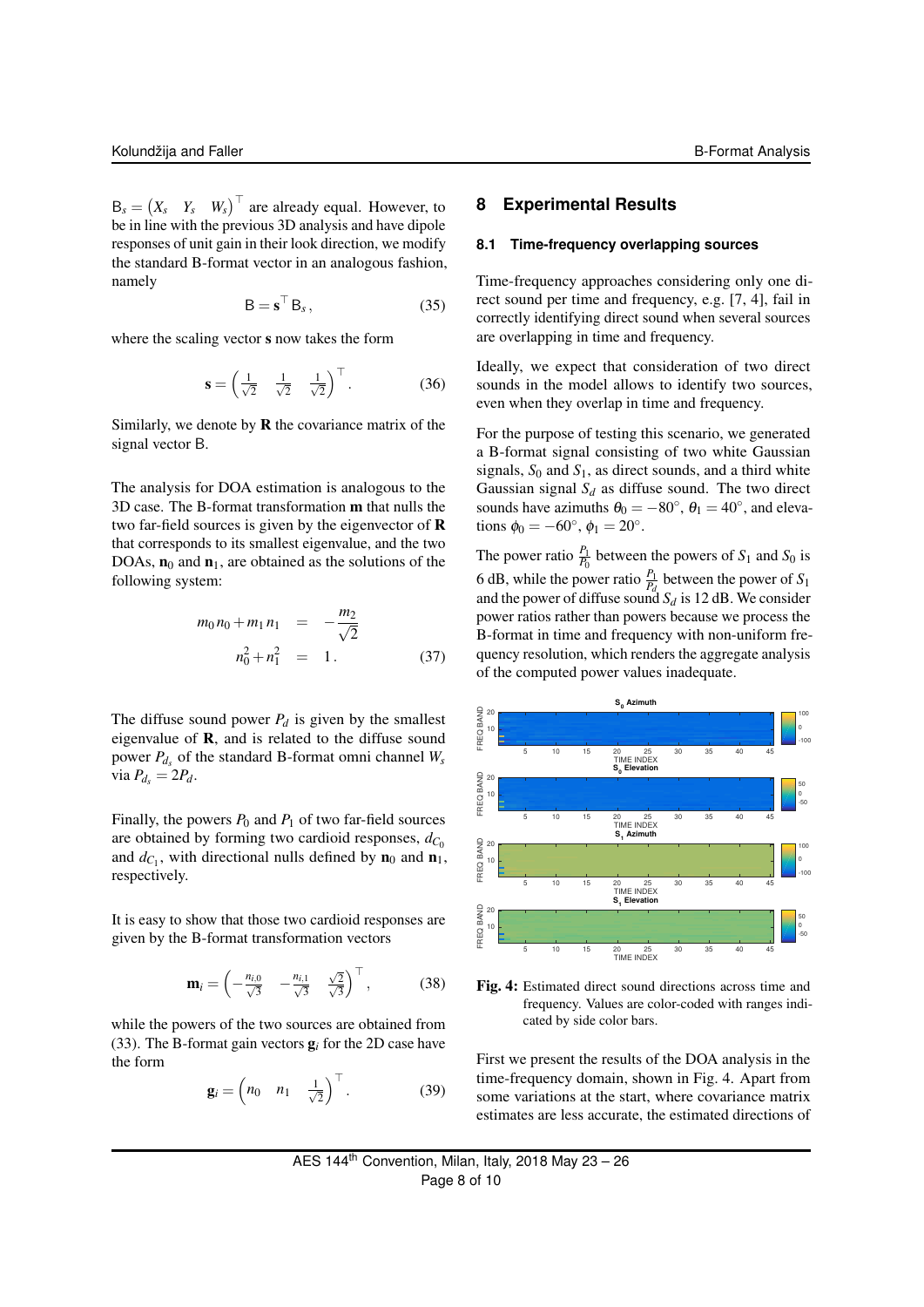$\mathsf{B}_s = \begin{pmatrix} X_s & Y_s & W_s \end{pmatrix}^\top$ are already equal. However, to be in line with the previous 3D analysis and have dipole responses of unit gain in their look direction, we modify the standard B-format vector in an analogous fashion, namely

$$\mathsf{B} = \mathbf{s}^\top \mathsf{B}_s \,, \tag{35}$$

where the scaling vector $\mathbf{s}$ now takes the form

$$\mathbf{s} = \begin{pmatrix} \frac{1}{\sqrt{2}} & \frac{1}{\sqrt{2}} & \frac{1}{\sqrt{2}} \end{pmatrix}^\top . \tag{36}$$

Similarly, we denote by $\mathbf{R}$ the covariance matrix of the signal vector $\mathsf{B}$.

The analysis for DOA estimation is analogous to the 3D case. The B-format transformation $\mathbf{m}$ that nulls the two far-field sources is given by the eigenvector of $\mathbf{R}$ that corresponds to its smallest eigenvalue, and the two DOAs, $\mathbf{n}_0$ and $\mathbf{n}_1$, are obtained as the solutions of the following system:

$$\begin{aligned} m_0 n_0 + m_1 n_1 &= -\frac{m_2}{\sqrt{2}} \\ n_0^2 + n_1^2 &= 1 \,. \end{aligned} \tag{37}$$

The diffuse sound power $P_d$ is given by the smallest eigenvalue of $\mathbf{R}$, and is related to the diffuse sound power $P_{d_s}$ of the standard B-format omni channel $W_s$ via $P_{d_s} = 2P_d$.

Finally, the powers $P_0$ and $P_1$ of two far-field sources are obtained by forming two cardioid responses, $d_{C_0}$ and $d_{C_1}$, with directional nulls defined by $\mathbf{n}_0$ and $\mathbf{n}_1$, respectively.

It is easy to show that those two cardioid responses are given by the B-format transformation vectors

$$\mathbf{m}_i = \begin{pmatrix} -\frac{n_{i,0}}{\sqrt{3}} & -\frac{n_{i,1}}{\sqrt{3}} & \frac{\sqrt{2}}{\sqrt{3}} \end{pmatrix}^\top , \tag{38}$$

while the powers of the two sources are obtained from (33). The B-format gain vectors $\mathbf{g}_i$ for the 2D case have the form

$$\mathbf{g}_i = \begin{pmatrix} n_0 & n_1 & \frac{1}{\sqrt{2}} \end{pmatrix}^\top . \tag{39}$$

## 8 Experimental Results

### 8.1 Time-frequency overlapping sources

Time-frequency approaches considering only one direct sound per time and frequency, e.g. [7, 4], fail in correctly identifying direct sound when several sources are overlapping in time and frequency.

Ideally, we expect that consideration of two direct sounds in the model allows to identify two sources, even when they overlap in time and frequency.

For the purpose of testing this scenario, we generated a B-format signal consisting of two white Gaussian signals, $S_0$ and $S_1$, as direct sounds, and a third white Gaussian signal $S_d$ as diffuse sound. The two direct sounds have azimuths $\theta_0 = -80^\circ$, $\theta_1 = 40^\circ$, and elevations $\phi_0 = -60^\circ$, $\phi_1 = 20^\circ$.

The power ratio $\frac{P_1}{P_0}$ between the powers of $S_1$ and $S_0$ is 6 dB, while the power ratio $\frac{P_1}{P_d}$ between the power of $S_1$ and the power of diffuse sound $S_d$ is 12 dB. We consider power ratios rather than powers because we process the B-format in time and frequency with non-uniform frequency resolution, which renders the aggregate analysis of the computed power values inadequate.

**Fig. 4:** Estimated direct sound directions across time and frequency. Values are color-coded with ranges indicated by side color bars.

First we present the results of the DOA analysis in the time-frequency domain, shown in Fig. 4. Apart from some variations at the start, where covariance matrix estimates are less accurate, the estimated directions of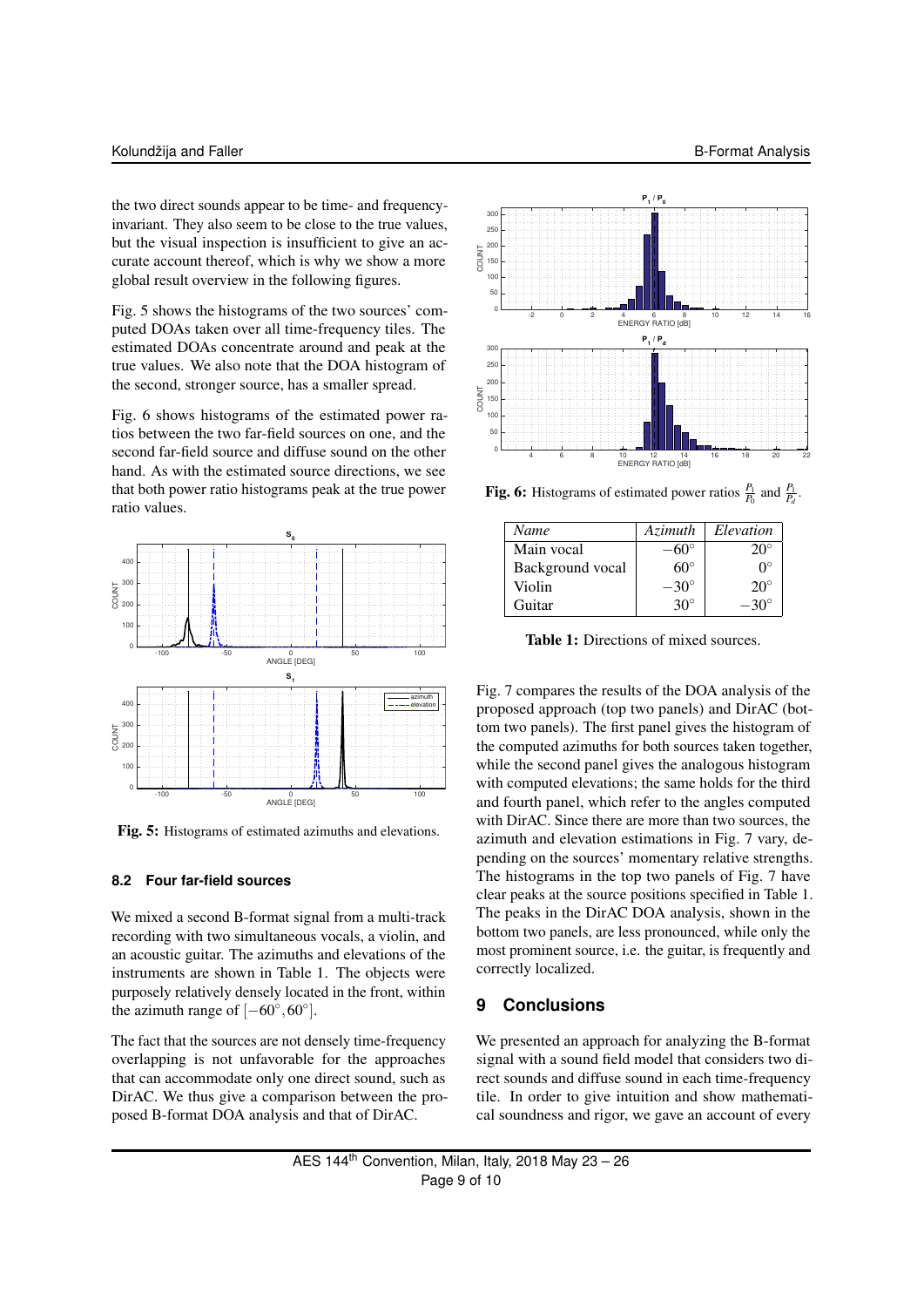the two direct sounds appear to be time- and frequency-invariant. They also seem to be close to the true values, but the visual inspection is insufficient to give an accurate account thereof, which is why we show a more global result overview in the following figures.

Fig. 5 shows the histograms of the two sources' computed DOAs taken over all time-frequency tiles. The estimated DOAs concentrate around and peak at the true values. We also note that the DOA histogram of the second, stronger source, has a smaller spread.

Fig. 6 shows histograms of the estimated power ratios between the two far-field sources on one, and the second far-field source and diffuse sound on the other hand. As with the estimated source directions, we see that both power ratio histograms peak at the true power ratio values.

**Fig. 5:** Histograms of estimated azimuths and elevations.

### 8.2 Four far-field sources

We mixed a second B-format signal from a multi-track recording with two simultaneous vocals, a violin, and an acoustic guitar. The azimuths and elevations of the instruments are shown in Table 1. The objects were purposely relatively densely located in the front, within the azimuth range of $[-60^\circ, 60^\circ]$.

The fact that the sources are not densely time-frequency overlapping is not unfavorable for the approaches that can accommodate only one direct sound, such as DirAC. We thus give a comparison between the proposed B-format DOA analysis and that of DirAC.

**Fig. 6:** Histograms of estimated power ratios $\frac{P_1}{P_0}$ and $\frac{P_1}{P_d}$.

| *Name* | *Azimuth* | *Elevation* |
|---|---|---|
| Main vocal | $-60^\circ$ | $20^\circ$ |
| Background vocal | $60^\circ$ | $0^\circ$ |
| Violin | $-30^\circ$ | $20^\circ$ |
| Guitar | $30^\circ$ | $-30^\circ$ |

**Table 1:** Directions of mixed sources.

Fig. 7 compares the results of the DOA analysis of the proposed approach (top two panels) and DirAC (bottom two panels). The first panel gives the histogram of the computed azimuths for both sources taken together, while the second panel gives the analogous histogram with computed elevations; the same holds for the third and fourth panel, which refer to the angles computed with DirAC. Since there are more than two sources, the azimuth and elevation estimations in Fig. 7 vary, depending on the sources' momentary relative strengths. The histograms in the top two panels of Fig. 7 have clear peaks at the source positions specified in Table 1. The peaks in the DirAC DOA analysis, shown in the bottom two panels, are less pronounced, while only the most prominent source, i.e. the guitar, is frequently and correctly localized.

## 9 Conclusions

We presented an approach for analyzing the B-format signal with a sound field model that considers two direct sounds and diffuse sound in each time-frequency tile. In order to give intuition and show mathematical soundness and rigor, we gave an account of every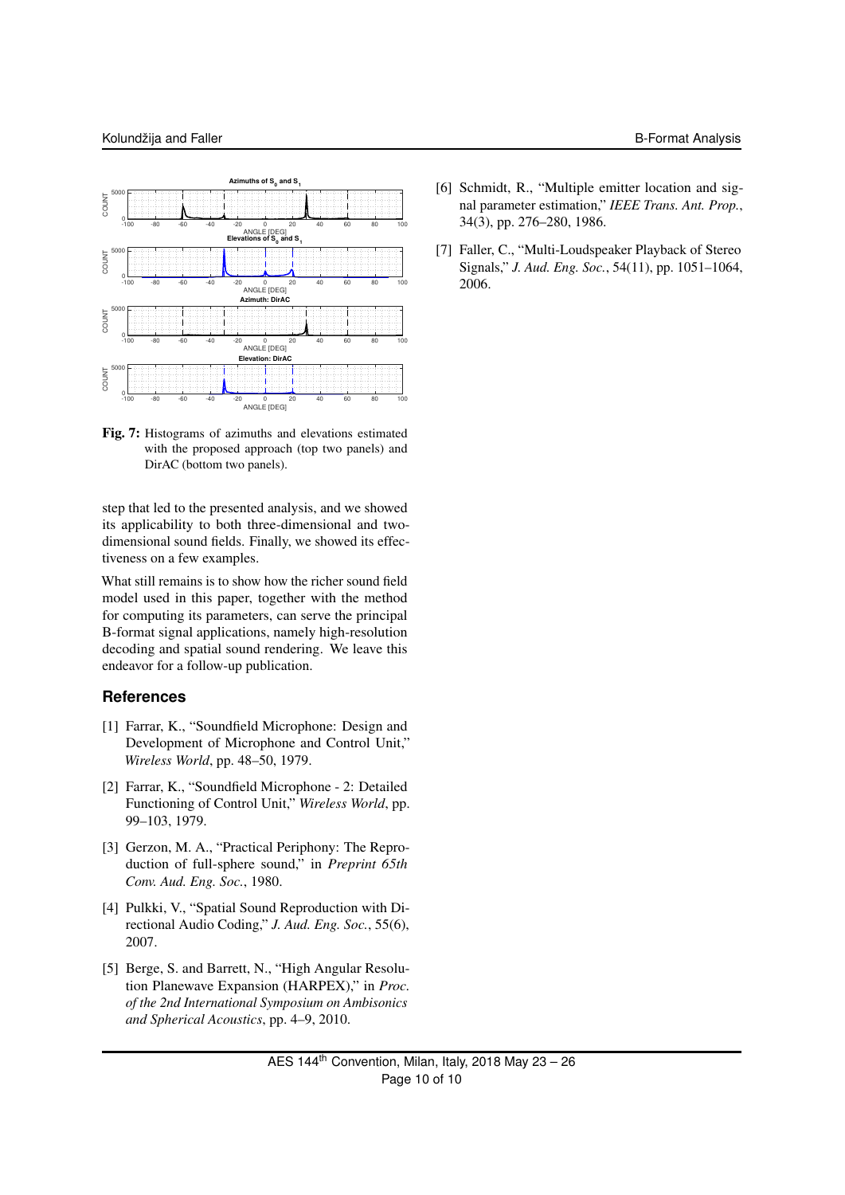Azimuths of $S_0$ and $S_1$

COUNT

5000

0

-100 -80 -60 -40 -20 0 20 40 60 80 100

ANGLE [DEG]

Elevations of $S_0$ and $S_1$

COUNT

5000

0

-100 -80 -60 -40 -20 0 20 40 60 80 100

ANGLE [DEG]

Azimuth: DirAC

COUNT

5000

0

-100 -80 -60 -40 -20 0 20 40 60 80 100

ANGLE [DEG]

Elevation: DirAC

COUNT

5000

0

-100 -80 -60 -40 -20 0 20 40 60 80 100

ANGLE [DEG]

**Fig. 7:** Histograms of azimuths and elevations estimated with the proposed approach (top two panels) and DirAC (bottom two panels).

step that led to the presented analysis, and we showed its applicability to both three-dimensional and two-dimensional sound fields. Finally, we showed its effectiveness on a few examples.

What still remains is to show how the richer sound field model used in this paper, together with the method for computing its parameters, can serve the principal B-format signal applications, namely high-resolution decoding and spatial sound rendering. We leave this endeavor for a follow-up publication.

## References

[1] Farrar, K., "Soundfield Microphone: Design and Development of Microphone and Control Unit," *Wireless World*, pp. 48–50, 1979.

[2] Farrar, K., "Soundfield Microphone - 2: Detailed Functioning of Control Unit," *Wireless World*, pp. 99–103, 1979.

[3] Gerzon, M. A., "Practical Periphony: The Reproduction of full-sphere sound," in *Preprint 65th Conv. Aud. Eng. Soc.*, 1980.

[4] Pulkki, V., "Spatial Sound Reproduction with Directional Audio Coding," *J. Aud. Eng. Soc.*, 55(6), 2007.

[5] Berge, S. and Barrett, N., "High Angular Resolution Planewave Expansion (HARPEX)," in *Proc. of the 2nd International Symposium on Ambisonics and Spherical Acoustics*, pp. 4–9, 2010.

[6] Schmidt, R., "Multiple emitter location and signal parameter estimation," *IEEE Trans. Ant. Prop.*, 34(3), pp. 276–280, 1986.

[7] Faller, C., "Multi-Loudspeaker Playback of Stereo Signals," *J. Aud. Eng. Soc.*, 54(11), pp. 1051–1064, 2006.